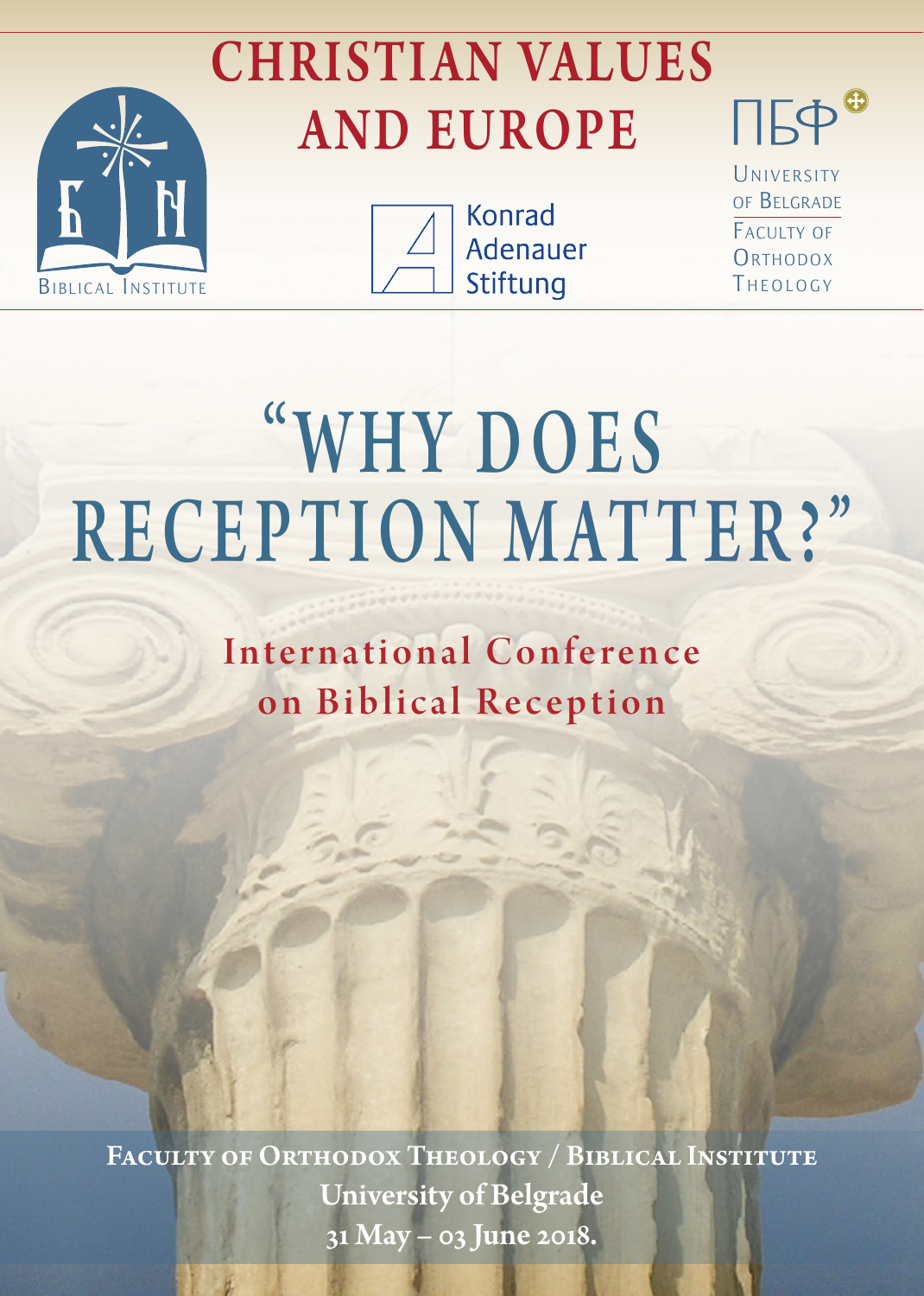# CHRISTIAN VALUES AND EUROPE

Biblical Institute

Konrad Adenauer Stiftung

ПБФ

University of Belgrade
Faculty of Orthodox Theology

# "WHY DOES RECEPTION MATTER?"

## International Conference on Biblical Reception

**Faculty of Orthodox Theology / Biblical Institute**
**University of Belgrade**
**31 May – 03 June 2018.**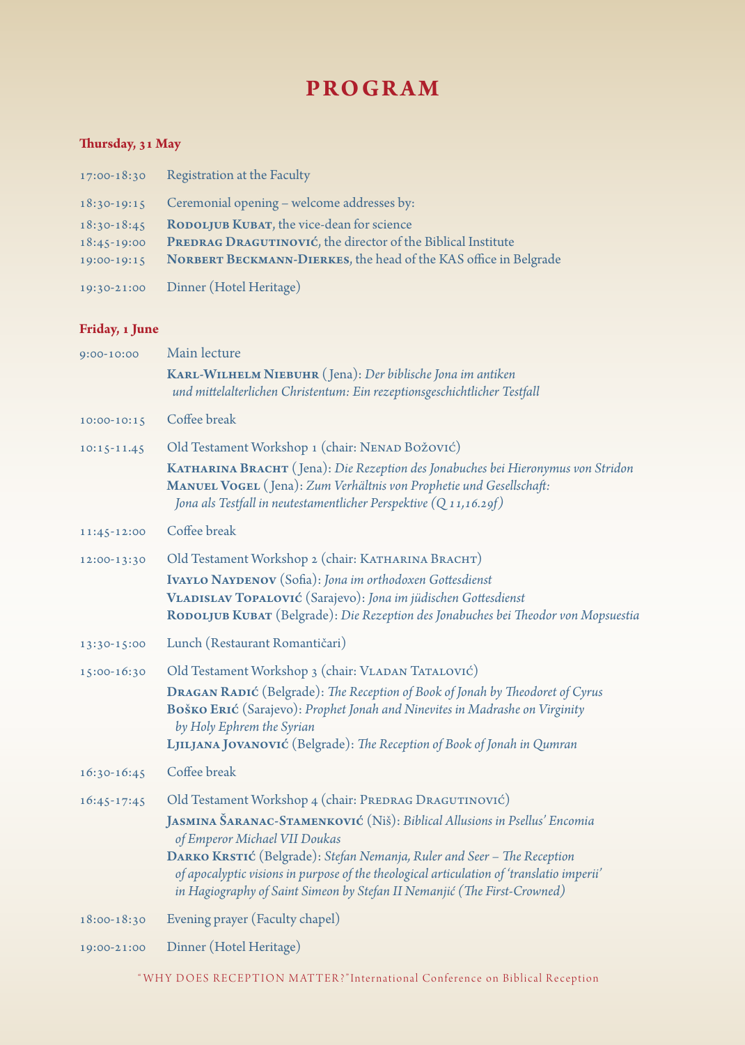# PROGRAM

### Thursday, 31 May

17:00-18:30 Registration at the Faculty

18:30-19:15 Ceremonial opening – welcome addresses by:

18:30-18:45 **Rodoljub Kubat**, the vice-dean for science

18:45-19:00 **Predrag Dragutinović**, the director of the Biblical Institute

19:00-19:15 **Norbert Beckmann-Dierkes**, the head of the KAS office in Belgrade

19:30-21:00 Dinner (Hotel Heritage)

### Friday, 1 June

9:00-10:00 Main lecture

**Karl-Wilhelm Niebuhr** (Jena): *Der biblische Jona im antiken und mittelalterlichen Christentum: Ein rezeptionsgeschichtlicher Testfall*

10:00-10:15 Coffee break

10:15-11.45 Old Testament Workshop 1 (chair: Nenad Božović)

**Katharina Bracht** (Jena): *Die Rezeption des Jonabuches bei Hieronymus von Stridon*

**Manuel Vogel** (Jena): *Zum Verhältnis von Prophetie und Gesellschaft: Jona als Testfall in neutestamentlicher Perspektive (Q 11,16.29f)*

11:45-12:00 Coffee break

12:00-13:30 Old Testament Workshop 2 (chair: Katharina Bracht)

**Ivaylo Naydenov** (Sofia): *Jona im orthodoxen Gottesdienst*

**Vladislav Topalović** (Sarajevo): *Jona im jüdischen Gottesdienst*

**Rodoljub Kubat** (Belgrade): *Die Rezeption des Jonabuches bei Theodor von Mopsuestia*

13:30-15:00 Lunch (Restaurant Romantičari)

15:00-16:30 Old Testament Workshop 3 (chair: Vladan Tatalović)

**Dragan Radić** (Belgrade): *The Reception of Book of Jonah by Theodoret of Cyrus*

**Boško Erić** (Sarajevo): *Prophet Jonah and Ninevites in Madrashe on Virginity by Holy Ephrem the Syrian*

**Ljiljana Jovanović** (Belgrade): *The Reception of Book of Jonah in Qumran*

16:30-16:45 Coffee break

16:45-17:45 Old Testament Workshop 4 (chair: Predrag Dragutinović)

**Jasmina Šaranac-Stamenković** (Niš): *Biblical Allusions in Psellus' Encomia of Emperor Michael VII Doukas*

**Darko Krstić** (Belgrade): *Stefan Nemanja, Ruler and Seer – The Reception of apocalyptic visions in purpose of the theological articulation of 'translatio imperii' in Hagiography of Saint Simeon by Stefan II Nemanjić (The First-Crowned)*

18:00-18:30 Evening prayer (Faculty chapel)

19:00-21:00 Dinner (Hotel Heritage)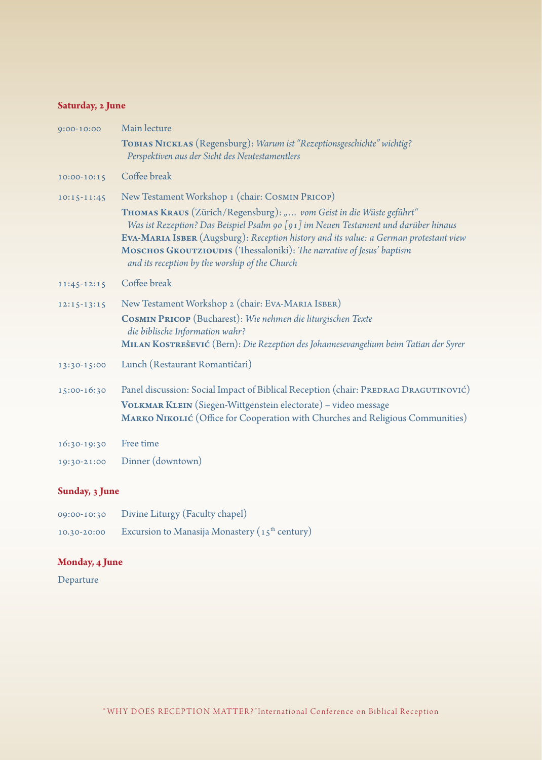## Saturday, 2 June

| | |
|---|---|
| 9:00-10:00 | Main lecture<br>**Tobias Nicklas** (Regensburg): *Warum ist "Rezeptionsgeschichte" wichtig? Perspektiven aus der Sicht des Neutestamentlers* |
| 10:00-10:15 | Coffee break |
| 10:15-11:45 | New Testament Workshop 1 (chair: Cosmin Pricop)<br>**Thomas Kraus** (Zürich/Regensburg): *„… vom Geist in die Wüste geführt" Was ist Rezeption? Das Beispiel Psalm 90 [91] im Neuen Testament und darüber hinaus*<br>**Eva-Maria Isber** (Augsburg): *Reception history and its value: a German protestant view*<br>**Moschos Gkoutzioudis** (Thessaloniki): *The narrative of Jesus' baptism and its reception by the worship of the Church* |
| 11:45-12:15 | Coffee break |
| 12:15-13:15 | New Testament Workshop 2 (chair: Eva-Maria Isber)<br>**Cosmin Pricop** (Bucharest): *Wie nehmen die liturgischen Texte die biblische Information wahr?*<br>**Milan Kostrešević** (Bern): *Die Rezeption des Johannesevangelium beim Tatian der Syrer* |
| 13:30-15:00 | Lunch (Restaurant Romantičari) |
| 15:00-16:30 | Panel discussion: Social Impact of Biblical Reception (chair: Predrag Dragutinović)<br>**Volkmar Klein** (Siegen-Wittgenstein electorate) – video message<br>**Marko Nikolić** (Office for Cooperation with Churches and Religious Communities) |
| 16:30-19:30 | Free time |
| 19:30-21:00 | Dinner (downtown) |

## Sunday, 3 June

| | |
|---|---|
| 09:00-10:30 | Divine Liturgy (Faculty chapel) |
| 10.30-20:00 | Excursion to Manasija Monastery (15th century) |

## Monday, 4 June

Departure